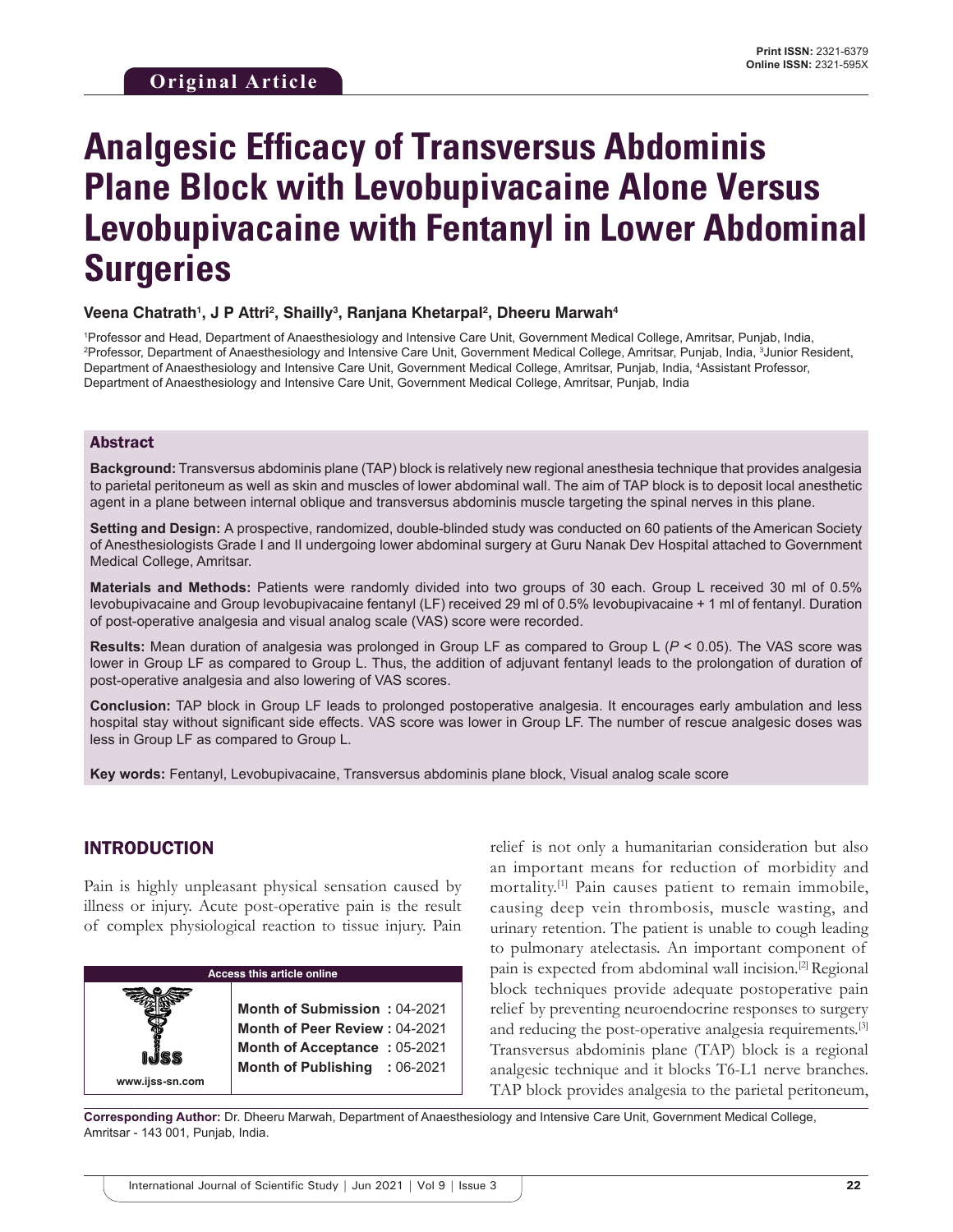**Original Article**

Print ISSN: 2321-6379
Online ISSN: 2321-595X

# Analgesic Efficacy of Transversus Abdominis Plane Block with Levobupivacaine Alone Versus Levobupivacaine with Fentanyl in Lower Abdominal Surgeries

**Veena Chatrath[1], J P Attri[2], Shailly[3], Ranjana Khetarpal[2], Dheeru Marwah[4]**

[1]Professor and Head, Department of Anaesthesiology and Intensive Care Unit, Government Medical College, Amritsar, Punjab, India, [2]Professor, Department of Anaesthesiology and Intensive Care Unit, Government Medical College, Amritsar, Punjab, India, [3]Junior Resident, Department of Anaesthesiology and Intensive Care Unit, Government Medical College, Amritsar, Punjab, India, [4]Assistant Professor, Department of Anaesthesiology and Intensive Care Unit, Government Medical College, Amritsar, Punjab, India

## Abstract

**Background:** Transversus abdominis plane (TAP) block is relatively new regional anesthesia technique that provides analgesia to parietal peritoneum as well as skin and muscles of lower abdominal wall. The aim of TAP block is to deposit local anesthetic agent in a plane between internal oblique and transversus abdominis muscle targeting the spinal nerves in this plane.

**Setting and Design:** A prospective, randomized, double-blinded study was conducted on 60 patients of the American Society of Anesthesiologists Grade I and II undergoing lower abdominal surgery at Guru Nanak Dev Hospital attached to Government Medical College, Amritsar.

**Materials and Methods:** Patients were randomly divided into two groups of 30 each. Group L received 30 ml of 0.5% levobupivacaine and Group levobupivacaine fentanyl (LF) received 29 ml of 0.5% levobupivacaine + 1 ml of fentanyl. Duration of post-operative analgesia and visual analog scale (VAS) score were recorded.

**Results:** Mean duration of analgesia was prolonged in Group LF as compared to Group L ($P < 0.05$). The VAS score was lower in Group LF as compared to Group L. Thus, the addition of adjuvant fentanyl leads to the prolongation of duration of post-operative analgesia and also lowering of VAS scores.

**Conclusion:** TAP block in Group LF leads to prolonged postoperative analgesia. It encourages early ambulation and less hospital stay without significant side effects. VAS score was lower in Group LF. The number of rescue analgesic doses was less in Group LF as compared to Group L.

**Key words:** Fentanyl, Levobupivacaine, Transversus abdominis plane block, Visual analog scale score

## INTRODUCTION

Pain is highly unpleasant physical sensation caused by illness or injury. Acute post-operative pain is the result of complex physiological reaction to tissue injury. Pain relief is not only a humanitarian consideration but also an important means for reduction of morbidity and mortality.[1] Pain causes patient to remain immobile, causing deep vein thrombosis, muscle wasting, and urinary retention. The patient is unable to cough leading to pulmonary atelectasis. An important component of pain is expected from abdominal wall incision.[2] Regional block techniques provide adequate postoperative pain relief by preventing neuroendocrine responses to surgery and reducing the post-operative analgesia requirements.[3] Transversus abdominis plane (TAP) block is a regional analgesic technique and it blocks T6-L1 nerve branches. TAP block provides analgesia to the parietal peritoneum,

| Access this article online | |
|---|---|
| www.ijss-sn.com | **Month of Submission :** 04-2021<br>**Month of Peer Review :** 04-2021<br>**Month of Acceptance :** 05-2021<br>**Month of Publishing :** 06-2021 |

**Corresponding Author:** Dr. Dheeru Marwah, Department of Anaesthesiology and Intensive Care Unit, Government Medical College, Amritsar - 143 001, Punjab, India.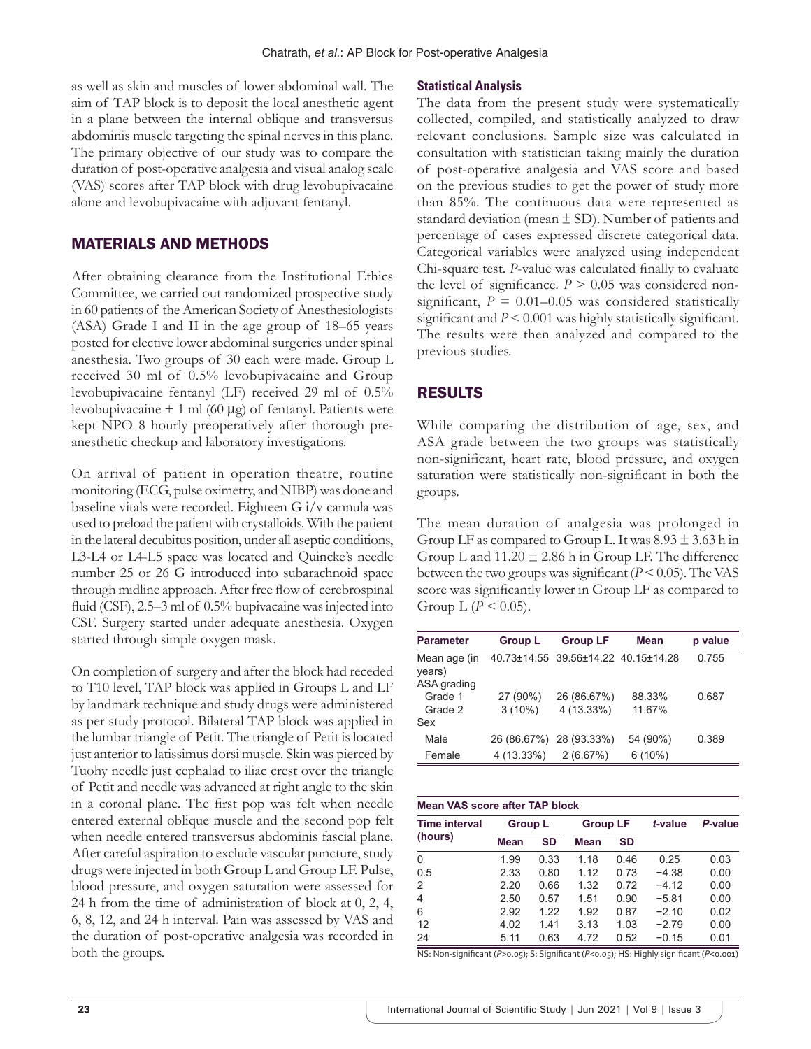as well as skin and muscles of lower abdominal wall. The aim of TAP block is to deposit the local anesthetic agent in a plane between the internal oblique and transversus abdominis muscle targeting the spinal nerves in this plane. The primary objective of our study was to compare the duration of post-operative analgesia and visual analog scale (VAS) scores after TAP block with drug levobupivacaine alone and levobupivacaine with adjuvant fentanyl.

## MATERIALS AND METHODS

After obtaining clearance from the Institutional Ethics Committee, we carried out randomized prospective study in 60 patients of the American Society of Anesthesiologists (ASA) Grade I and II in the age group of 18–65 years posted for elective lower abdominal surgeries under spinal anesthesia. Two groups of 30 each were made. Group L received 30 ml of 0.5% levobupivacaine and Group levobupivacaine fentanyl (LF) received 29 ml of 0.5% levobupivacaine + 1 ml (60 μg) of fentanyl. Patients were kept NPO 8 hourly preoperatively after thorough pre-anesthetic checkup and laboratory investigations.

On arrival of patient in operation theatre, routine monitoring (ECG, pulse oximetry, and NIBP) was done and baseline vitals were recorded. Eighteen G i/v cannula was used to preload the patient with crystalloids. With the patient in the lateral decubitus position, under all aseptic conditions, L3-L4 or L4-L5 space was located and Quincke's needle number 25 or 26 G introduced into subarachnoid space through midline approach. After free flow of cerebrospinal fluid (CSF), 2.5–3 ml of 0.5% bupivacaine was injected into CSF. Surgery started under adequate anesthesia. Oxygen started through simple oxygen mask.

On completion of surgery and after the block had receded to T10 level, TAP block was applied in Groups L and LF by landmark technique and study drugs were administered as per study protocol. Bilateral TAP block was applied in the lumbar triangle of Petit. The triangle of Petit is located just anterior to latissimus dorsi muscle. Skin was pierced by Tuohy needle just cephalad to iliac crest over the triangle of Petit and needle was advanced at right angle to the skin in a coronal plane. The first pop was felt when needle entered external oblique muscle and the second pop felt when needle entered transversus abdominis fascial plane. After careful aspiration to exclude vascular puncture, study drugs were injected in both Group L and Group LF. Pulse, blood pressure, and oxygen saturation were assessed for 24 h from the time of administration of block at 0, 2, 4, 6, 8, 12, and 24 h interval. Pain was assessed by VAS and the duration of post-operative analgesia was recorded in both the groups.

### Statistical Analysis

The data from the present study were systematically collected, compiled, and statistically analyzed to draw relevant conclusions. Sample size was calculated in consultation with statistician taking mainly the duration of post-operative analgesia and VAS score and based on the previous studies to get the power of study more than 85%. The continuous data were represented as standard deviation (mean ± SD). Number of patients and percentage of cases expressed discrete categorical data. Categorical variables were analyzed using independent Chi-square test. *P*-value was calculated finally to evaluate the level of significance. $P > 0.05$ was considered non-significant, $P = 0.01–0.05$ was considered statistically significant and $P < 0.001$ was highly statistically significant. The results were then analyzed and compared to the previous studies.

## RESULTS

While comparing the distribution of age, sex, and ASA grade between the two groups was statistically non-significant, heart rate, blood pressure, and oxygen saturation were statistically non-significant in both the groups.

The mean duration of analgesia was prolonged in Group LF as compared to Group L. It was 8.93 ± 3.63 h in Group L and 11.20 ± 2.86 h in Group LF. The difference between the two groups was significant ($P < 0.05$). The VAS score was significantly lower in Group LF as compared to Group L ($P < 0.05$).

| Parameter | Group L | Group LF | Mean | p value |
|---|---|---|---|---|
| Mean age (in years) | 40.73±14.55 | 39.56±14.22 | 40.15±14.28 | 0.755 |
| ASA grading | | | | |
| Grade 1 | 27 (90%) | 26 (86.67%) | 88.33% | 0.687 |
| Grade 2 | 3 (10%) | 4 (13.33%) | 11.67% | |
| Sex | | | | |
| Male | 26 (86.67%) | 28 (93.33%) | 54 (90%) | 0.389 |
| Female | 4 (13.33%) | 2 (6.67%) | 6 (10%) | |

**Mean VAS score after TAP block**

| Time interval (hours) | Group L | | Group LF | | *t*-value | *P*-value |
|---|---|---|---|---|---|---|
| | Mean | SD | Mean | SD | | |
| 0 | 1.99 | 0.33 | 1.18 | 0.46 | 0.25 | 0.03 |
| 0.5 | 2.33 | 0.80 | 1.12 | 0.73 | −4.38 | 0.00 |
| 2 | 2.20 | 0.66 | 1.32 | 0.72 | −4.12 | 0.00 |
| 4 | 2.50 | 0.57 | 1.51 | 0.90 | −5.81 | 0.00 |
| 6 | 2.92 | 1.22 | 1.92 | 0.87 | −2.10 | 0.02 |
| 12 | 4.02 | 1.41 | 3.13 | 1.03 | −2.79 | 0.00 |
| 24 | 5.11 | 0.63 | 4.72 | 0.52 | −0.15 | 0.01 |

NS: Non-significant ($P>0.05$); S: Significant ($P<0.05$); HS: Highly significant ($P<0.001$)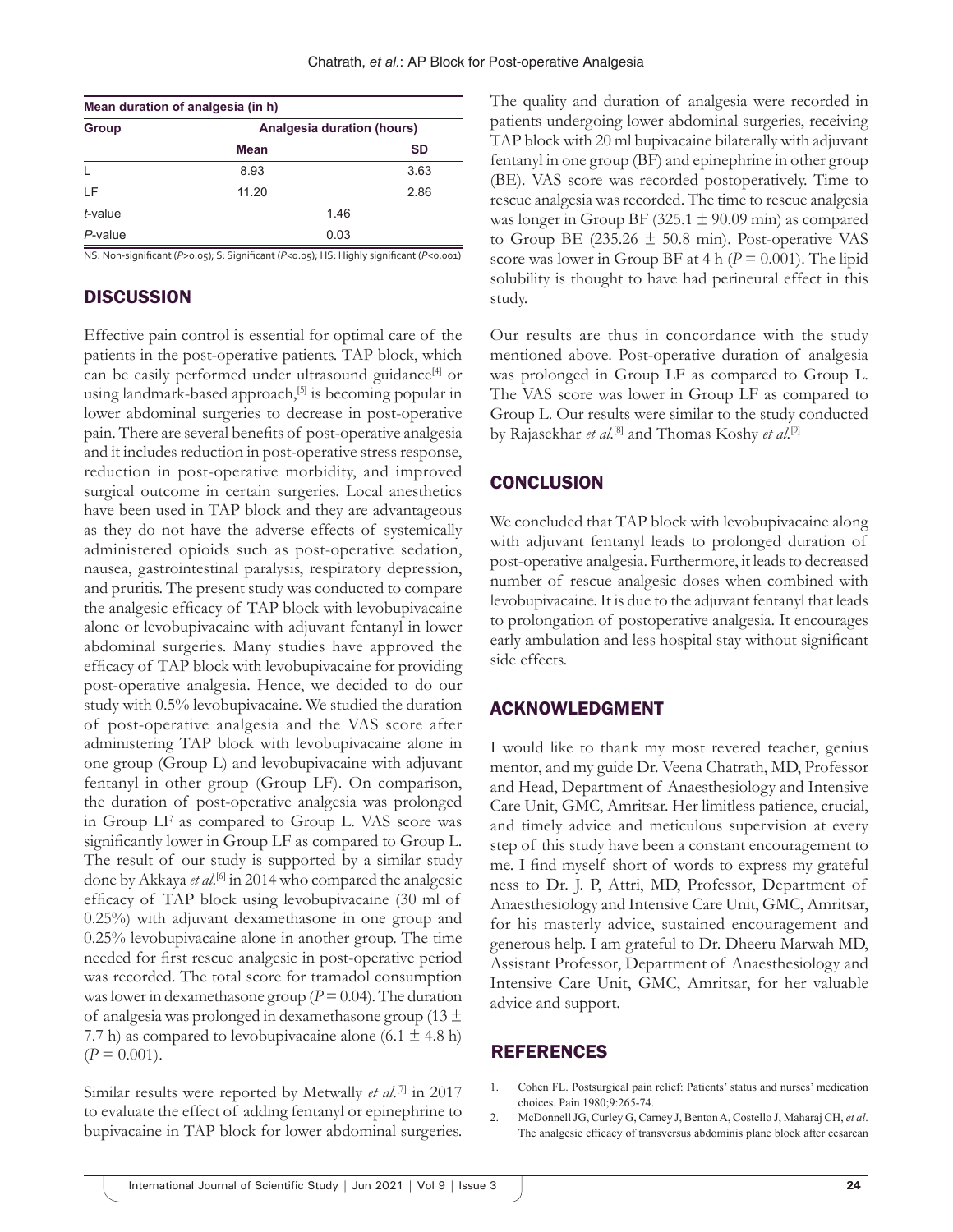| Mean duration of analgesia (in h) | | |
|---|---|---|
| Group | Analgesia duration (hours) | |
| | Mean | SD |
| L | 8.93 | 3.63 |
| LF | 11.20 | 2.86 |
| *t*-value | 1.46 | |
| *P*-value | 0.03 | |

NS: Non-significant ($P>0.05$); S: Significant ($P<0.05$); HS: Highly significant ($P<0.001$)

## DISCUSSION

Effective pain control is essential for optimal care of the patients in the post-operative patients. TAP block, which can be easily performed under ultrasound guidance[4] or using landmark-based approach,[5] is becoming popular in lower abdominal surgeries to decrease in post-operative pain. There are several benefits of post-operative analgesia and it includes reduction in post-operative stress response, reduction in post-operative morbidity, and improved surgical outcome in certain surgeries. Local anesthetics have been used in TAP block and they are advantageous as they do not have the adverse effects of systemically administered opioids such as post-operative sedation, nausea, gastrointestinal paralysis, respiratory depression, and pruritis. The present study was conducted to compare the analgesic efficacy of TAP block with levobupivacaine alone or levobupivacaine with adjuvant fentanyl in lower abdominal surgeries. Many studies have approved the efficacy of TAP block with levobupivacaine for providing post-operative analgesia. Hence, we decided to do our study with 0.5% levobupivacaine. We studied the duration of post-operative analgesia and the VAS score after administering TAP block with levobupivacaine alone in one group (Group L) and levobupivacaine with adjuvant fentanyl in other group (Group LF). On comparison, the duration of post-operative analgesia was prolonged in Group LF as compared to Group L. VAS score was significantly lower in Group LF as compared to Group L. The result of our study is supported by a similar study done by Akkaya *et al*.[6] in 2014 who compared the analgesic efficacy of TAP block using levobupivacaine (30 ml of 0.25%) with adjuvant dexamethasone in one group and 0.25% levobupivacaine alone in another group. The time needed for first rescue analgesic in post-operative period was recorded. The total score for tramadol consumption was lower in dexamethasone group ($P = 0.04$). The duration of analgesia was prolonged in dexamethasone group ($13 \pm 7.7$ h) as compared to levobupivacaine alone ($6.1 \pm 4.8$ h) ($P = 0.001$).

Similar results were reported by Metwally *et al*.[7] in 2017 to evaluate the effect of adding fentanyl or epinephrine to bupivacaine in TAP block for lower abdominal surgeries. The quality and duration of analgesia were recorded in patients undergoing lower abdominal surgeries, receiving TAP block with 20 ml bupivacaine bilaterally with adjuvant fentanyl in one group (BF) and epinephrine in other group (BE). VAS score was recorded postoperatively. Time to rescue analgesia was recorded. The time to rescue analgesia was longer in Group BF ($325.1 \pm 90.09$ min) as compared to Group BE ($235.26 \pm 50.8$ min). Post-operative VAS score was lower in Group BF at 4 h ($P = 0.001$). The lipid solubility is thought to have had perineural effect in this study.

Our results are thus in concordance with the study mentioned above. Post-operative duration of analgesia was prolonged in Group LF as compared to Group L. The VAS score was lower in Group LF as compared to Group L. Our results were similar to the study conducted by Rajasekhar *et al*.[8] and Thomas Koshy *et al*.[9]

## CONCLUSION

We concluded that TAP block with levobupivacaine along with adjuvant fentanyl leads to prolonged duration of post-operative analgesia. Furthermore, it leads to decreased number of rescue analgesic doses when combined with levobupivacaine. It is due to the adjuvant fentanyl that leads to prolongation of postoperative analgesia. It encourages early ambulation and less hospital stay without significant side effects.

## ACKNOWLEDGMENT

I would like to thank my most revered teacher, genius mentor, and my guide Dr. Veena Chatrath, MD, Professor and Head, Department of Anaesthesiology and Intensive Care Unit, GMC, Amritsar. Her limitless patience, crucial, and timely advice and meticulous supervision at every step of this study have been a constant encouragement to me. I find myself short of words to express my grateful ness to Dr. J. P, Attri, MD, Professor, Department of Anaesthesiology and Intensive Care Unit, GMC, Amritsar, for his masterly advice, sustained encouragement and generous help. I am grateful to Dr. Dheeru Marwah MD, Assistant Professor, Department of Anaesthesiology and Intensive Care Unit, GMC, Amritsar, for her valuable advice and support.

## REFERENCES

1. Cohen FL. Postsurgical pain relief: Patients' status and nurses' medication choices. Pain 1980;9:265-74.
2. McDonnell JG, Curley G, Carney J, Benton A, Costello J, Maharaj CH, *et al*. The analgesic efficacy of transversus abdominis plane block after cesarean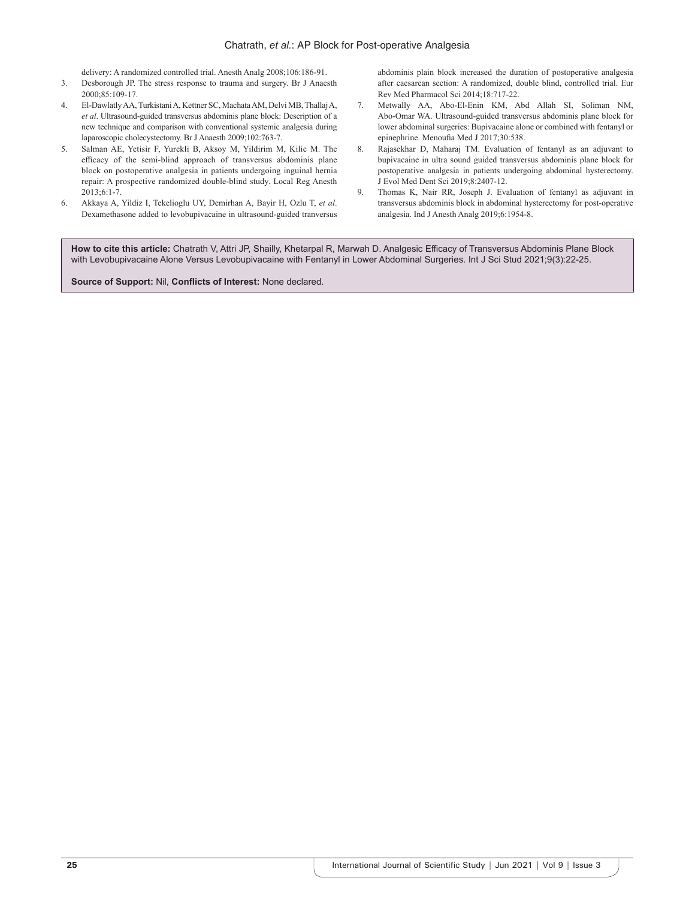delivery: A randomized controlled trial. Anesth Analg 2008;106:186-91.

3. Desborough JP. The stress response to trauma and surgery. Br J Anaesth 2000;85:109-17.
4. El-Dawlatly AA, Turkistani A, Kettner SC, Machata AM, Delvi MB, Thallaj A, *et al*. Ultrasound-guided transversus abdominis plane block: Description of a new technique and comparison with conventional systemic analgesia during laparoscopic cholecystectomy. Br J Anaesth 2009;102:763-7.
5. Salman AE, Yetisir F, Yurekli B, Aksoy M, Yildirim M, Kilic M. The efficacy of the semi-blind approach of transversus abdominis plane block on postoperative analgesia in patients undergoing inguinal hernia repair: A prospective randomized double-blind study. Local Reg Anesth 2013;6:1-7.
6. Akkaya A, Yildiz I, Tekelioglu UY, Demirhan A, Bayir H, Ozlu T, *et al*. Dexamethasone added to levobupivacaine in ultrasound-guided tranversus abdominis plain block increased the duration of postoperative analgesia after caesarean section: A randomized, double blind, controlled trial. Eur Rev Med Pharmacol Sci 2014;18:717-22.
7. Metwally AA, Abo-El-Enin KM, Abd Allah SI, Soliman NM, Abo-Omar WA. Ultrasound-guided transversus abdominis plane block for lower abdominal surgeries: Bupivacaine alone or combined with fentanyl or epinephrine. Menoufia Med J 2017;30:538.
8. Rajasekhar D, Maharaj TM. Evaluation of fentanyl as an adjuvant to bupivacaine in ultra sound guided transversus abdominis plane block for postoperative analgesia in patients undergoing abdominal hysterectomy. J Evol Med Dent Sci 2019;8:2407-12.
9. Thomas K, Nair RR, Joseph J. Evaluation of fentanyl as adjuvant in transversus abdominis block in abdominal hysterectomy for post-operative analgesia. Ind J Anesth Analg 2019;6:1954-8.

**How to cite this article:** Chatrath V, Attri JP, Shailly, Khetarpal R, Marwah D. Analgesic Efficacy of Transversus Abdominis Plane Block with Levobupivacaine Alone Versus Levobupivacaine with Fentanyl in Lower Abdominal Surgeries. Int J Sci Stud 2021;9(3):22-25.

**Source of Support:** Nil, **Conflicts of Interest:** None declared.